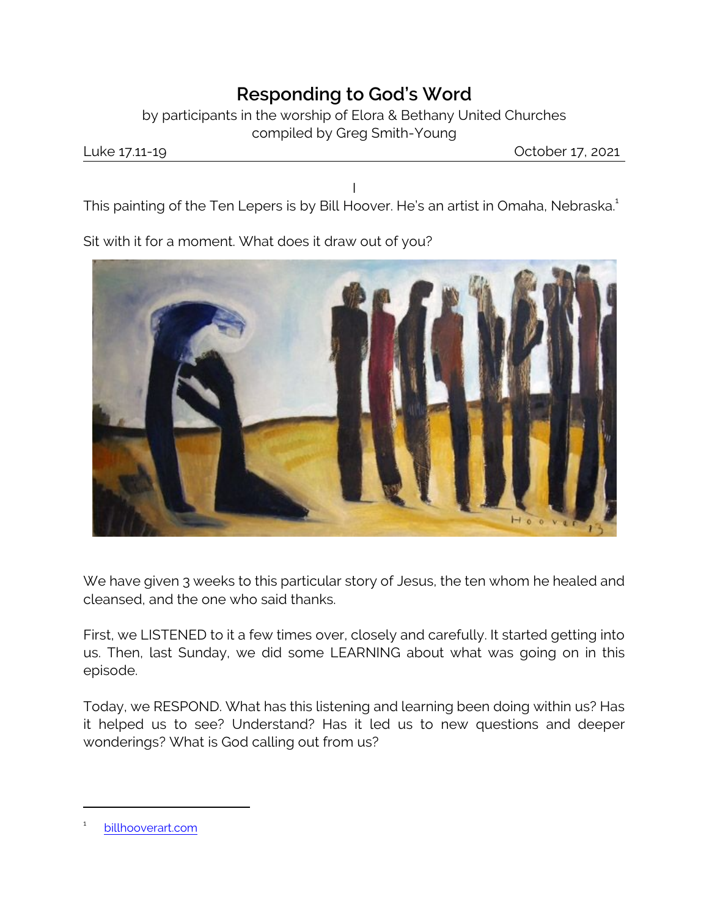# Responding to God's Word

by participants in the worship of Elora & Bethany United Churches
compiled by Greg Smith-Young

Luke 17.11-19 October 17, 2021

I

This painting of the Ten Lepers is by Bill Hoover. He's an artist in Omaha, Nebraska.[1]

Sit with it for a moment. What does it draw out of you?

We have given 3 weeks to this particular story of Jesus, the ten whom he healed and cleansed, and the one who said thanks.

First, we LISTENED to it a few times over, closely and carefully. It started getting into us. Then, last Sunday, we did some LEARNING about what was going on in this episode.

Today, we RESPOND. What has this listening and learning been doing within us? Has it helped us to see? Understand? Has it led us to new questions and deeper wonderings? What is God calling out from us?

---

[1] billhooverart.com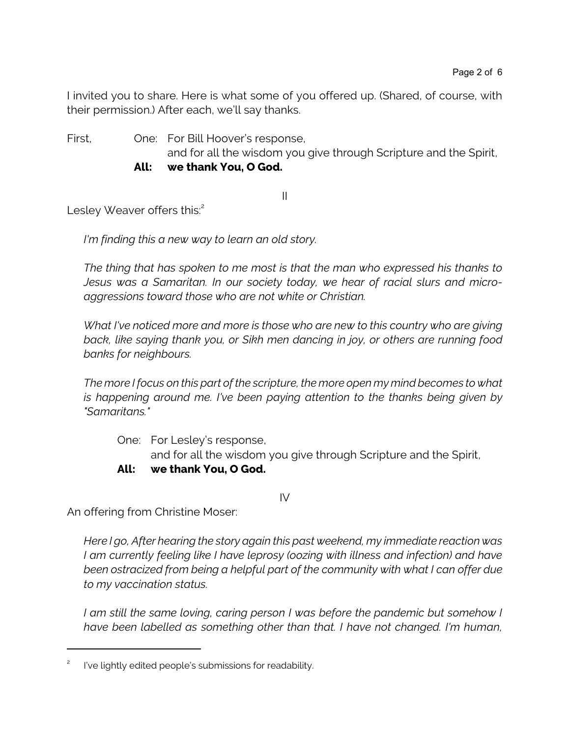I invited you to share. Here is what some of you offered up. (Shared, of course, with their permission.) After each, we'll say thanks.

First, One: For Bill Hoover's response,
and for all the wisdom you give through Scripture and the Spirit,
**All: we thank You, O God.**

II

Lesley Weaver offers this:[2]

*I'm finding this a new way to learn an old story.*

*The thing that has spoken to me most is that the man who expressed his thanks to Jesus was a Samaritan. In our society today, we hear of racial slurs and micro-aggressions toward those who are not white or Christian.*

*What I've noticed more and more is those who are new to this country who are giving back, like saying thank you, or Sikh men dancing in joy, or others are running food banks for neighbours.*

*The more I focus on this part of the scripture, the more open my mind becomes to what is happening around me. I've been paying attention to the thanks being given by "Samaritans."*

One: For Lesley's response,
and for all the wisdom you give through Scripture and the Spirit,
**All: we thank You, O God.**

IV

An offering from Christine Moser:

*Here I go, After hearing the story again this past weekend, my immediate reaction was I am currently feeling like I have leprosy (oozing with illness and infection) and have been ostracized from being a helpful part of the community with what I can offer due to my vaccination status.*

*I am still the same loving, caring person I was before the pandemic but somehow I have been labelled as something other than that. I have not changed. I'm human,*

[2] I've lightly edited people's submissions for readability.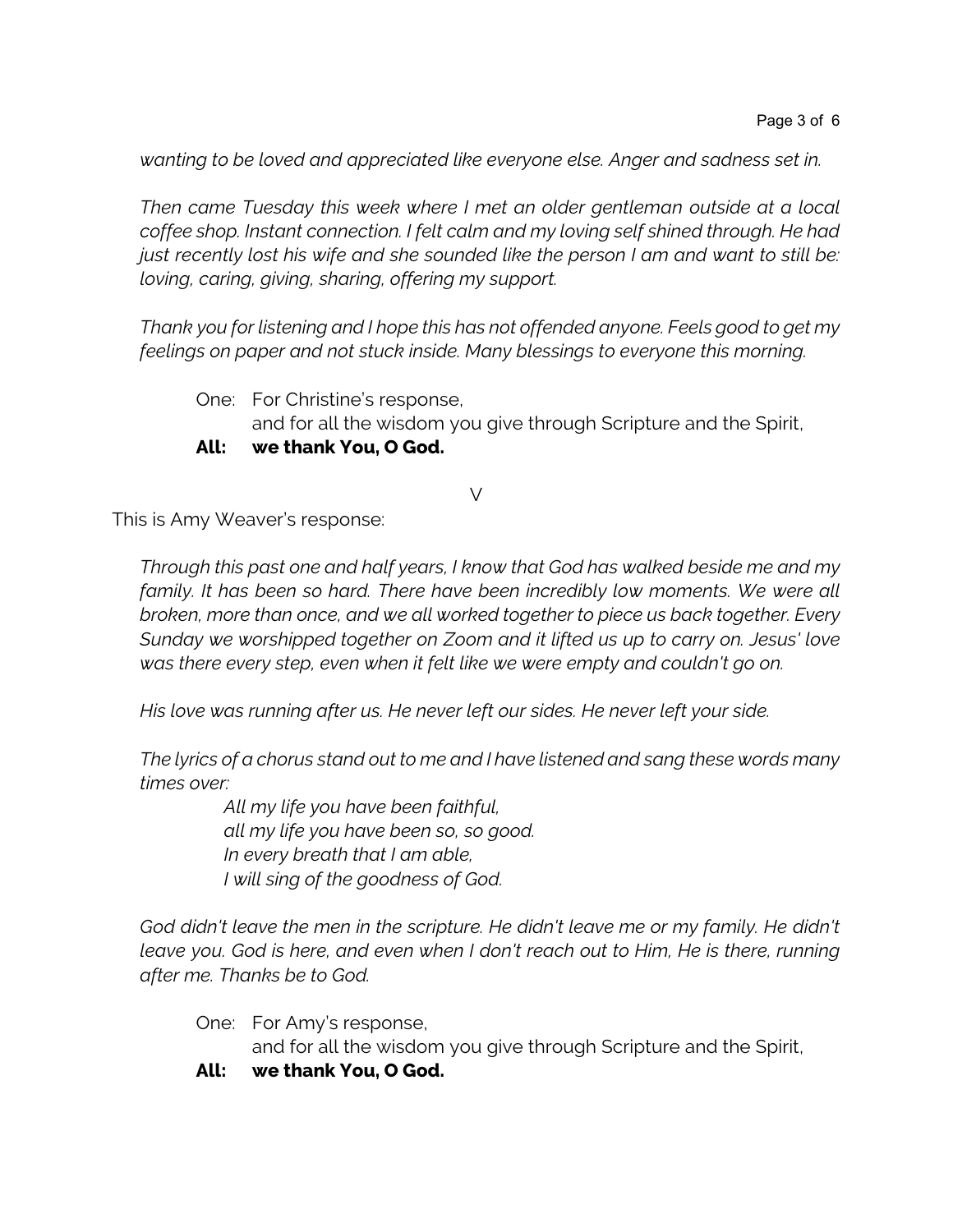*wanting to be loved and appreciated like everyone else. Anger and sadness set in.*

*Then came Tuesday this week where I met an older gentleman outside at a local coffee shop. Instant connection. I felt calm and my loving self shined through. He had just recently lost his wife and she sounded like the person I am and want to still be: loving, caring, giving, sharing, offering my support.*

*Thank you for listening and I hope this has not offended anyone. Feels good to get my feelings on paper and not stuck inside. Many blessings to everyone this morning.*

One: For Christine's response,
and for all the wisdom you give through Scripture and the Spirit,

**All: we thank You, O God.**

V

This is Amy Weaver's response:

*Through this past one and half years, I know that God has walked beside me and my family. It has been so hard. There have been incredibly low moments. We were all broken, more than once, and we all worked together to piece us back together. Every Sunday we worshipped together on Zoom and it lifted us up to carry on. Jesus' love was there every step, even when it felt like we were empty and couldn't go on.*

*His love was running after us. He never left our sides. He never left your side.*

*The lyrics of a chorus stand out to me and I have listened and sang these words many times over:*

> *All my life you have been faithful,*
> *all my life you have been so, so good.*
> *In every breath that I am able,*
> *I will sing of the goodness of God.*

*God didn't leave the men in the scripture. He didn't leave me or my family. He didn't leave you. God is here, and even when I don't reach out to Him, He is there, running after me. Thanks be to God.*

One: For Amy's response,
and for all the wisdom you give through Scripture and the Spirit,

**All: we thank You, O God.**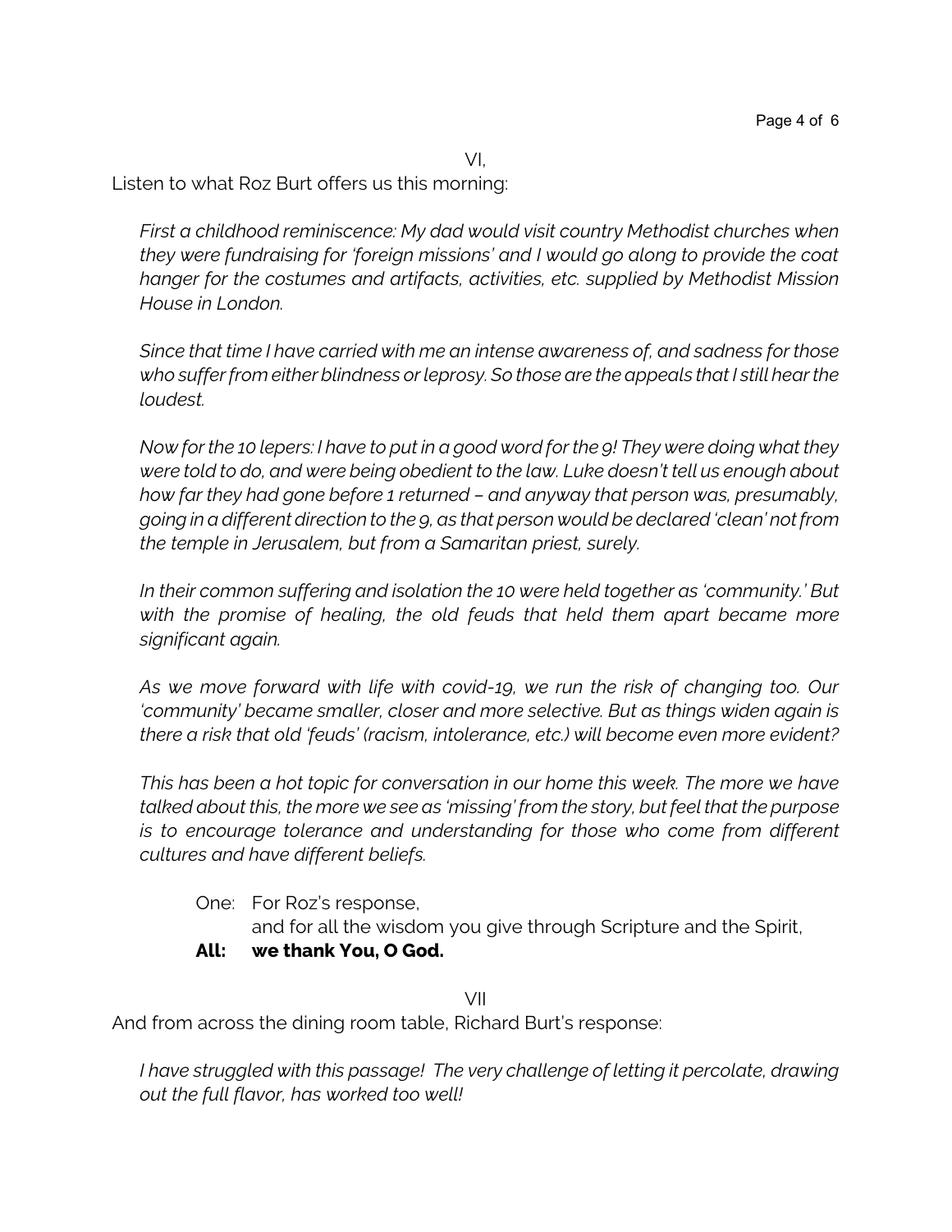VI,

Listen to what Roz Burt offers us this morning:

> *First a childhood reminiscence: My dad would visit country Methodist churches when they were fundraising for 'foreign missions' and I would go along to provide the coat hanger for the costumes and artifacts, activities, etc. supplied by Methodist Mission House in London.*
>
> *Since that time I have carried with me an intense awareness of, and sadness for those who suffer from either blindness or leprosy. So those are the appeals that I still hear the loudest.*
>
> *Now for the 10 lepers: I have to put in a good word for the 9! They were doing what they were told to do, and were being obedient to the law. Luke doesn't tell us enough about how far they had gone before 1 returned – and anyway that person was, presumably, going in a different direction to the 9, as that person would be declared 'clean' not from the temple in Jerusalem, but from a Samaritan priest, surely.*
>
> *In their common suffering and isolation the 10 were held together as 'community.' But with the promise of healing, the old feuds that held them apart became more significant again.*
>
> *As we move forward with life with covid-19, we run the risk of changing too. Our 'community' became smaller, closer and more selective. But as things widen again is there a risk that old 'feuds' (racism, intolerance, etc.) will become even more evident?*
>
> *This has been a hot topic for conversation in our home this week. The more we have talked about this, the more we see as 'missing' from the story, but feel that the purpose is to encourage tolerance and understanding for those who come from different cultures and have different beliefs.*

One: For Roz's response,
and for all the wisdom you give through Scripture and the Spirit,

**All: we thank You, O God.**

VII

And from across the dining room table, Richard Burt's response:

> *I have struggled with this passage! The very challenge of letting it percolate, drawing out the full flavor, has worked too well!*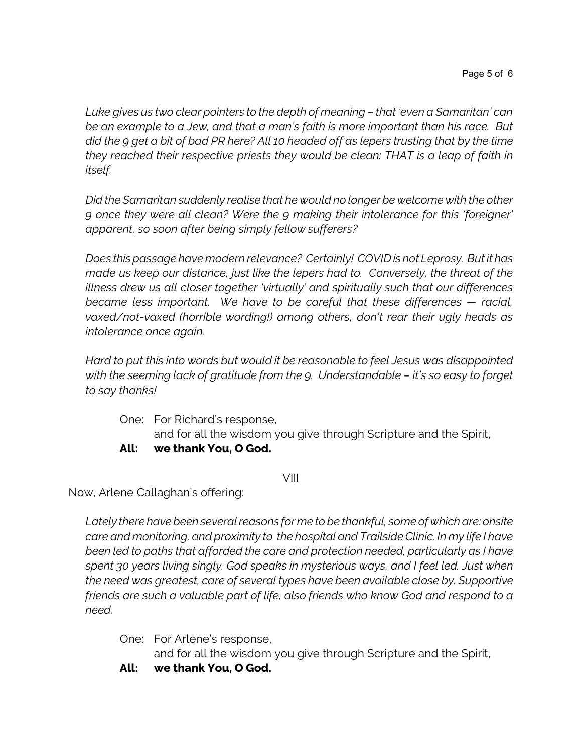*Luke gives us two clear pointers to the depth of meaning – that 'even a Samaritan' can be an example to a Jew, and that a man's faith is more important than his race. But did the 9 get a bit of bad PR here? All 10 headed off as lepers trusting that by the time they reached their respective priests they would be clean: THAT is a leap of faith in itself.*

*Did the Samaritan suddenly realise that he would no longer be welcome with the other 9 once they were all clean? Were the 9 making their intolerance for this 'foreigner' apparent, so soon after being simply fellow sufferers?*

*Does this passage have modern relevance? Certainly! COVID is not Leprosy. But it has made us keep our distance, just like the lepers had to. Conversely, the threat of the illness drew us all closer together 'virtually' and spiritually such that our differences became less important. We have to be careful that these differences — racial, vaxed/not-vaxed (horrible wording!) among others, don't rear their ugly heads as intolerance once again.*

*Hard to put this into words but would it be reasonable to feel Jesus was disappointed with the seeming lack of gratitude from the 9. Understandable – it's so easy to forget to say thanks!*

One: For Richard's response,
and for all the wisdom you give through Scripture and the Spirit,

**All: we thank You, O God.**

VIII

Now, Arlene Callaghan's offering:

*Lately there have been several reasons for me to be thankful, some of which are: onsite care and monitoring, and proximity to the hospital and Trailside Clinic. In my life I have been led to paths that afforded the care and protection needed, particularly as I have spent 30 years living singly. God speaks in mysterious ways, and I feel led. Just when the need was greatest, care of several types have been available close by. Supportive friends are such a valuable part of life, also friends who know God and respond to a need.*

One: For Arlene's response,
and for all the wisdom you give through Scripture and the Spirit,

**All: we thank You, O God.**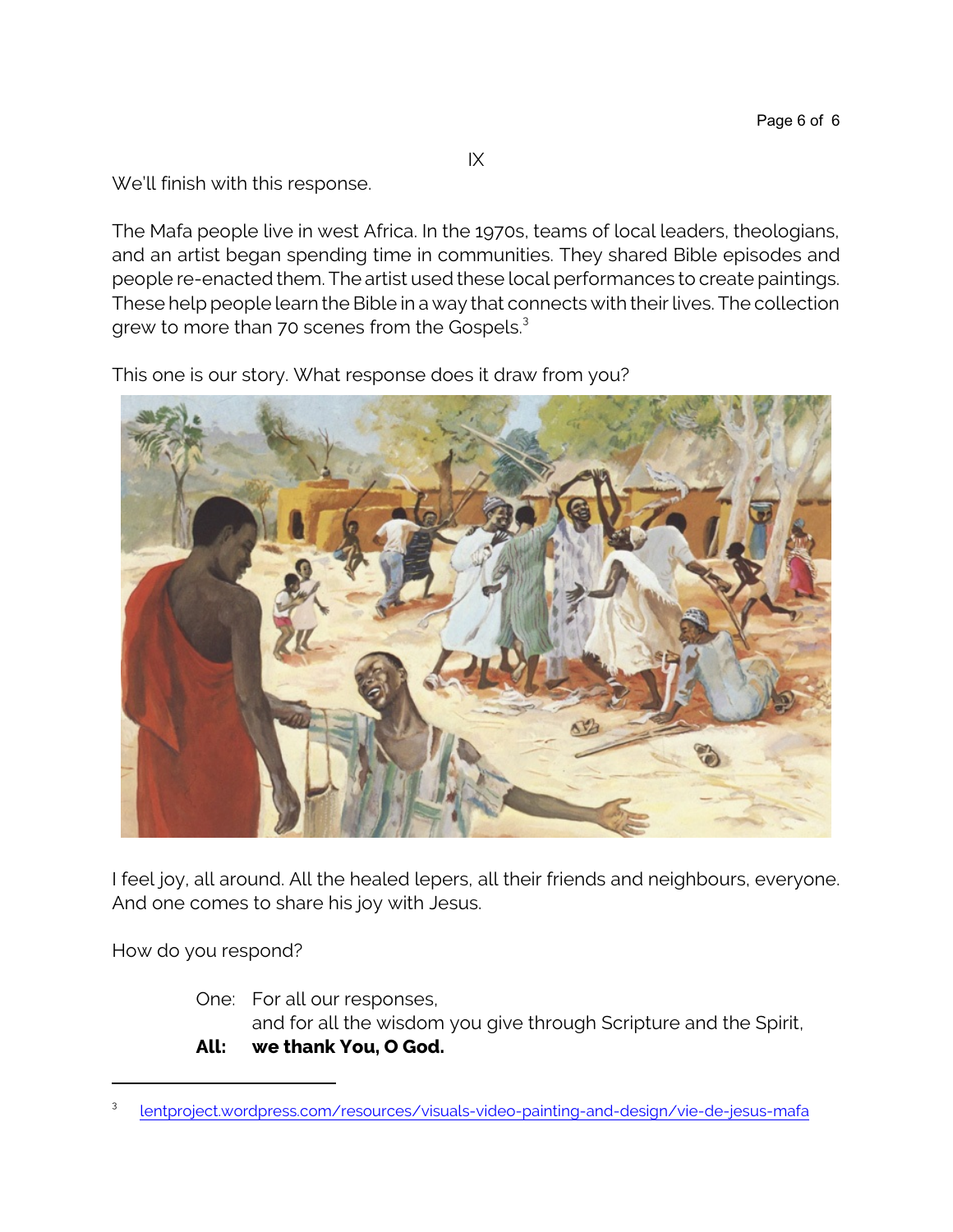IX

We'll finish with this response.

The Mafa people live in west Africa. In the 1970s, teams of local leaders, theologians, and an artist began spending time in communities. They shared Bible episodes and people re-enacted them. The artist used these local performances to create paintings. These help people learn the Bible in a way that connects with their lives. The collection grew to more than 70 scenes from the Gospels.[3]

This one is our story. What response does it draw from you?

I feel joy, all around. All the healed lepers, all their friends and neighbours, everyone. And one comes to share his joy with Jesus.

How do you respond?

> One: For all our responses,
> and for all the wisdom you give through Scripture and the Spirit,
> **All: we thank You, O God.**

---

[3] lentproject.wordpress.com/resources/visuals-video-painting-and-design/vie-de-jesus-mafa